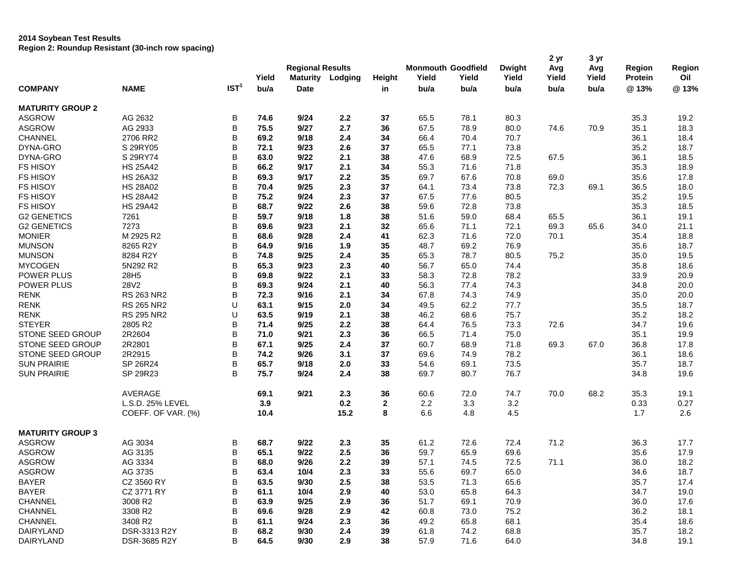**2014 Soybean Test Results**
**Region 2: Roundup Resistant (30-inch row spacing)**

| COMPANY | NAME | IST[1] | Regional Results Yield bu/a | Regional Results Maturity Date | Regional Results Lodging | Height in | Monmouth Yield bu/a | Goodfield Yield bu/a | Dwight Yield bu/a | 2 yr Avg Yield bu/a | 3 yr Avg Yield bu/a | Region Protein @ 13% | Region Oil @ 13% |
|---|---|---|---|---|---|---|---|---|---|---|---|---|---|
| **MATURITY GROUP 2** | | | | | | | | | | | | | |
| ASGROW | AG 2632 | B | **74.6** | **9/24** | **2.2** | **37** | 65.5 | 78.1 | 80.3 | | | 35.3 | 19.2 |
| ASGROW | AG 2933 | B | **75.5** | **9/27** | **2.7** | **36** | 67.5 | 78.9 | 80.0 | 74.6 | 70.9 | 35.1 | 18.3 |
| CHANNEL | 2706 RR2 | B | **69.2** | **9/18** | **2.4** | **34** | 66.4 | 70.4 | 70.7 | | | 36.1 | 18.4 |
| DYNA-GRO | S 29RY05 | B | **72.1** | **9/23** | **2.6** | **37** | 65.5 | 77.1 | 73.8 | | | 35.2 | 18.7 |
| DYNA-GRO | S 29RY74 | B | **63.0** | **9/22** | **2.1** | **38** | 47.6 | 68.9 | 72.5 | 67.5 | | 36.1 | 18.5 |
| FS HISOY | HS 25A42 | B | **66.2** | **9/17** | **2.1** | **34** | 55.3 | 71.6 | 71.8 | | | 35.3 | 18.9 |
| FS HISOY | HS 26A32 | B | **69.3** | **9/17** | **2.2** | **35** | 69.7 | 67.6 | 70.8 | 69.0 | | 35.6 | 17.8 |
| FS HISOY | HS 28A02 | B | **70.4** | **9/25** | **2.3** | **37** | 64.1 | 73.4 | 73.8 | 72.3 | 69.1 | 36.5 | 18.0 |
| FS HISOY | HS 28A42 | B | **75.2** | **9/24** | **2.3** | **37** | 67.5 | 77.6 | 80.5 | | | 35.2 | 19.5 |
| FS HISOY | HS 29A42 | B | **68.7** | **9/22** | **2.6** | **38** | 59.6 | 72.8 | 73.8 | | | 35.3 | 18.5 |
| G2 GENETICS | 7261 | B | **59.7** | **9/18** | **1.8** | **38** | 51.6 | 59.0 | 68.4 | 65.5 | | 36.1 | 19.1 |
| G2 GENETICS | 7273 | B | **69.6** | **9/23** | **2.1** | **32** | 65.6 | 71.1 | 72.1 | 69.3 | 65.6 | 34.0 | 21.1 |
| MONIER | M 2925 R2 | B | **68.6** | **9/28** | **2.4** | **41** | 62.3 | 71.6 | 72.0 | 70.1 | | 35.4 | 18.8 |
| MUNSON | 8265 R2Y | B | **64.9** | **9/16** | **1.9** | **35** | 48.7 | 69.2 | 76.9 | | | 35.6 | 18.7 |
| MUNSON | 8284 R2Y | B | **74.8** | **9/25** | **2.4** | **35** | 65.3 | 78.7 | 80.5 | 75.2 | | 35.0 | 19.5 |
| MYCOGEN | 5N292 R2 | B | **65.3** | **9/23** | **2.3** | **40** | 56.7 | 65.0 | 74.4 | | | 35.8 | 18.6 |
| POWER PLUS | 28H5 | B | **69.8** | **9/22** | **2.1** | **33** | 58.3 | 72.8 | 78.2 | | | 33.9 | 20.9 |
| POWER PLUS | 28V2 | B | **69.3** | **9/24** | **2.1** | **40** | 56.3 | 77.4 | 74.3 | | | 34.8 | 20.0 |
| RENK | RS 263 NR2 | B | **72.3** | **9/16** | **2.1** | **34** | 67.8 | 74.3 | 74.9 | | | 35.0 | 20.0 |
| RENK | RS 265 NR2 | U | **63.1** | **9/15** | **2.0** | **34** | 49.5 | 62.2 | 77.7 | | | 35.5 | 18.7 |
| RENK | RS 295 NR2 | U | **63.5** | **9/19** | **2.1** | **38** | 46.2 | 68.6 | 75.7 | | | 35.2 | 18.2 |
| STEYER | 2805 R2 | B | **71.4** | **9/25** | **2.2** | **38** | 64.4 | 76.5 | 73.3 | 72.6 | | 34.7 | 19.6 |
| STONE SEED GROUP | 2R2604 | B | **71.0** | **9/21** | **2.3** | **36** | 66.5 | 71.4 | 75.0 | | | 35.1 | 19.9 |
| STONE SEED GROUP | 2R2801 | B | **67.1** | **9/25** | **2.4** | **37** | 60.7 | 68.9 | 71.8 | 69.3 | 67.0 | 36.8 | 17.8 |
| STONE SEED GROUP | 2R2915 | B | **74.2** | **9/26** | **3.1** | **37** | 69.6 | 74.9 | 78.2 | | | 36.1 | 18.6 |
| SUN PRAIRIE | SP 26R24 | B | **65.7** | **9/18** | **2.0** | **33** | 54.6 | 69.1 | 73.5 | | | 35.7 | 18.7 |
| SUN PRAIRIE | SP 29R23 | B | **75.7** | **9/24** | **2.4** | **38** | 69.7 | 80.7 | 76.7 | | | 34.8 | 19.6 |
| | AVERAGE | | **69.1** | **9/21** | **2.3** | **36** | 60.6 | 72.0 | 74.7 | 70.0 | 68.2 | 35.3 | 19.1 |
| | L.S.D. 25% LEVEL | | **3.9** | | **0.2** | **2** | 2.2 | 3.3 | 3.2 | | | 0.33 | 0.27 |
| | COEFF. OF VAR. (%) | | **10.4** | | **15.2** | **8** | 6.6 | 4.8 | 4.5 | | | 1.7 | 2.6 |
| **MATURITY GROUP 3** | | | | | | | | | | | | | |
| ASGROW | AG 3034 | B | **68.7** | **9/22** | **2.3** | **35** | 61.2 | 72.6 | 72.4 | 71.2 | | 36.3 | 17.7 |
| ASGROW | AG 3135 | B | **65.1** | **9/22** | **2.5** | **36** | 59.7 | 65.9 | 69.6 | | | 35.6 | 17.9 |
| ASGROW | AG 3334 | B | **68.0** | **9/26** | **2.2** | **39** | 57.1 | 74.5 | 72.5 | 71.1 | | 36.0 | 18.2 |
| ASGROW | AG 3735 | B | **63.4** | **10/4** | **2.3** | **33** | 55.6 | 69.7 | 65.0 | | | 34.6 | 18.7 |
| BAYER | CZ 3560 RY | B | **63.5** | **9/30** | **2.5** | **38** | 53.5 | 71.3 | 65.6 | | | 35.7 | 17.4 |
| BAYER | CZ 3771 RY | B | **61.1** | **10/4** | **2.9** | **40** | 53.0 | 65.8 | 64.3 | | | 34.7 | 19.0 |
| CHANNEL | 3008 R2 | B | **63.9** | **9/25** | **2.9** | **36** | 51.7 | 69.1 | 70.9 | | | 36.0 | 17.6 |
| CHANNEL | 3308 R2 | B | **69.6** | **9/28** | **2.9** | **42** | 60.8 | 73.0 | 75.2 | | | 36.2 | 18.1 |
| CHANNEL | 3408 R2 | B | **61.1** | **9/24** | **2.3** | **36** | 49.2 | 65.8 | 68.1 | | | 35.4 | 18.6 |
| DAIRYLAND | DSR-3313 R2Y | B | **68.2** | **9/30** | **2.4** | **39** | 61.8 | 74.2 | 68.8 | | | 35.7 | 18.2 |
| DAIRYLAND | DSR-3685 R2Y | B | **64.5** | **9/30** | **2.9** | **38** | 57.9 | 71.6 | 64.0 | | | 34.8 | 19.1 |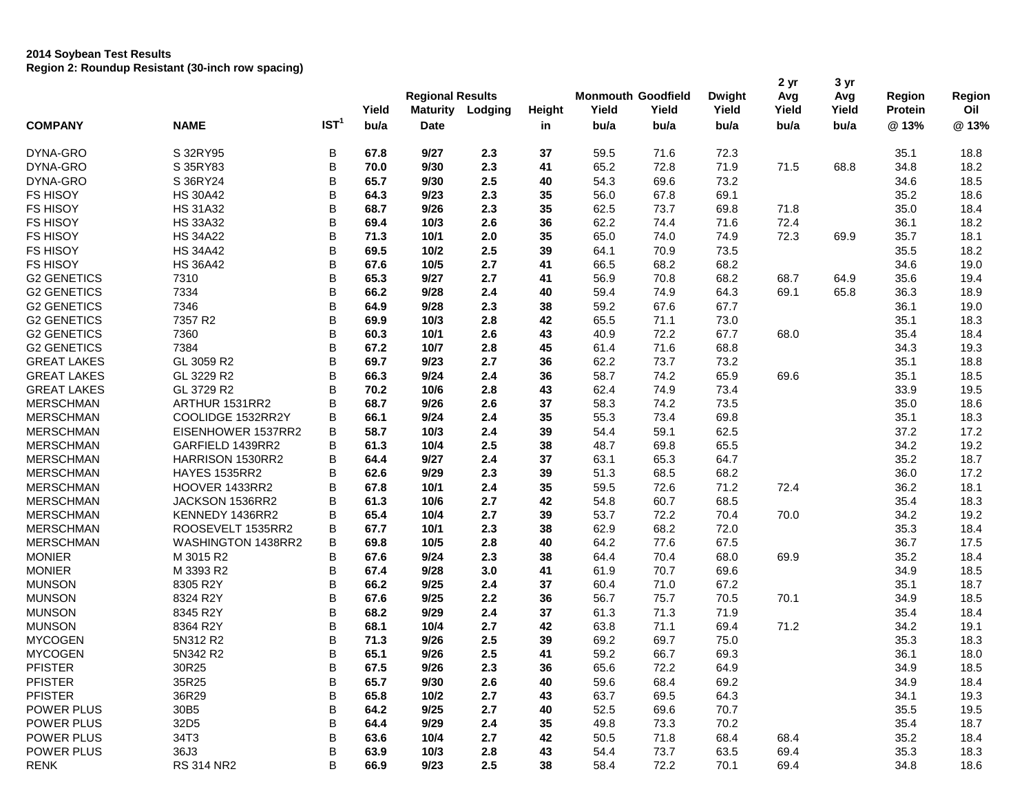**2014 Soybean Test Results**
**Region 2: Roundup Resistant (30-inch row spacing)**

| COMPANY | NAME | IST[1] | Yield bu/a | Regional Results Maturity Date | Lodging | Height in | Monmouth Yield bu/a | Goodfield Yield bu/a | Dwight Yield bu/a | 2 yr Avg Yield bu/a | 3 yr Avg Yield bu/a | Region Protein @ 13% | Region Oil @ 13% |
|---|---|---|---|---|---|---|---|---|---|---|---|---|---|
| DYNA-GRO | S 32RY95 | B | **67.8** | **9/27** | **2.3** | **37** | 59.5 | 71.6 | 72.3 | | | 35.1 | 18.8 |
| DYNA-GRO | S 35RY83 | B | **70.0** | **9/30** | **2.3** | **41** | 65.2 | 72.8 | 71.9 | 71.5 | 68.8 | 34.8 | 18.2 |
| DYNA-GRO | S 36RY24 | B | **65.7** | **9/30** | **2.5** | **40** | 54.3 | 69.6 | 73.2 | | | 34.6 | 18.5 |
| FS HISOY | HS 30A42 | B | **64.3** | **9/23** | **2.3** | **35** | 56.0 | 67.8 | 69.1 | | | 35.2 | 18.6 |
| FS HISOY | HS 31A32 | B | **68.7** | **9/26** | **2.3** | **35** | 62.5 | 73.7 | 69.8 | 71.8 | | 35.0 | 18.4 |
| FS HISOY | HS 33A32 | B | **69.4** | **10/3** | **2.6** | **36** | 62.2 | 74.4 | 71.6 | 72.4 | | 36.1 | 18.2 |
| FS HISOY | HS 34A22 | B | **71.3** | **10/1** | **2.0** | **35** | 65.0 | 74.0 | 74.9 | 72.3 | 69.9 | 35.7 | 18.1 |
| FS HISOY | HS 34A42 | B | **69.5** | **10/2** | **2.5** | **39** | 64.1 | 70.9 | 73.5 | | | 35.5 | 18.2 |
| FS HISOY | HS 36A42 | B | **67.6** | **10/5** | **2.7** | **41** | 66.5 | 68.2 | 68.2 | | | 34.6 | 19.0 |
| G2 GENETICS | 7310 | B | **65.3** | **9/27** | **2.7** | **41** | 56.9 | 70.8 | 68.2 | 68.7 | 64.9 | 35.6 | 19.4 |
| G2 GENETICS | 7334 | B | **66.2** | **9/28** | **2.4** | **40** | 59.4 | 74.9 | 64.3 | 69.1 | 65.8 | 36.3 | 18.9 |
| G2 GENETICS | 7346 | B | **64.9** | **9/28** | **2.3** | **38** | 59.2 | 67.6 | 67.7 | | | 36.1 | 19.0 |
| G2 GENETICS | 7357 R2 | B | **69.9** | **10/3** | **2.8** | **42** | 65.5 | 71.1 | 73.0 | | | 35.1 | 18.3 |
| G2 GENETICS | 7360 | B | **60.3** | **10/1** | **2.6** | **43** | 40.9 | 72.2 | 67.7 | 68.0 | | 35.4 | 18.4 |
| G2 GENETICS | 7384 | B | **67.2** | **10/7** | **2.8** | **45** | 61.4 | 71.6 | 68.8 | | | 34.3 | 19.3 |
| GREAT LAKES | GL 3059 R2 | B | **69.7** | **9/23** | **2.7** | **36** | 62.2 | 73.7 | 73.2 | | | 35.1 | 18.8 |
| GREAT LAKES | GL 3229 R2 | B | **66.3** | **9/24** | **2.4** | **36** | 58.7 | 74.2 | 65.9 | 69.6 | | 35.1 | 18.5 |
| GREAT LAKES | GL 3729 R2 | B | **70.2** | **10/6** | **2.8** | **43** | 62.4 | 74.9 | 73.4 | | | 33.9 | 19.5 |
| MERSCHMAN | ARTHUR 1531RR2 | B | **68.7** | **9/26** | **2.6** | **37** | 58.3 | 74.2 | 73.5 | | | 35.0 | 18.6 |
| MERSCHMAN | COOLIDGE 1532RR2Y | B | **66.1** | **9/24** | **2.4** | **35** | 55.3 | 73.4 | 69.8 | | | 35.1 | 18.3 |
| MERSCHMAN | EISENHOWER 1537RR2 | B | **58.7** | **10/3** | **2.4** | **39** | 54.4 | 59.1 | 62.5 | | | 37.2 | 17.2 |
| MERSCHMAN | GARFIELD 1439RR2 | B | **61.3** | **10/4** | **2.5** | **38** | 48.7 | 69.8 | 65.5 | | | 34.2 | 19.2 |
| MERSCHMAN | HARRISON 1530RR2 | B | **64.4** | **9/27** | **2.4** | **37** | 63.1 | 65.3 | 64.7 | | | 35.2 | 18.7 |
| MERSCHMAN | HAYES 1535RR2 | B | **62.6** | **9/29** | **2.3** | **39** | 51.3 | 68.5 | 68.2 | | | 36.0 | 17.2 |
| MERSCHMAN | HOOVER 1433RR2 | B | **67.8** | **10/1** | **2.4** | **35** | 59.5 | 72.6 | 71.2 | 72.4 | | 36.2 | 18.1 |
| MERSCHMAN | JACKSON 1536RR2 | B | **61.3** | **10/6** | **2.7** | **42** | 54.8 | 60.7 | 68.5 | | | 35.4 | 18.3 |
| MERSCHMAN | KENNEDY 1436RR2 | B | **65.4** | **10/4** | **2.7** | **39** | 53.7 | 72.2 | 70.4 | 70.0 | | 34.2 | 19.2 |
| MERSCHMAN | ROOSEVELT 1535RR2 | B | **67.7** | **10/1** | **2.3** | **38** | 62.9 | 68.2 | 72.0 | | | 35.3 | 18.4 |
| MERSCHMAN | WASHINGTON 1438RR2 | B | **69.8** | **10/5** | **2.8** | **40** | 64.2 | 77.6 | 67.5 | | | 36.7 | 17.5 |
| MONIER | M 3015 R2 | B | **67.6** | **9/24** | **2.3** | **38** | 64.4 | 70.4 | 68.0 | 69.9 | | 35.2 | 18.4 |
| MONIER | M 3393 R2 | B | **67.4** | **9/28** | **3.0** | **41** | 61.9 | 70.7 | 69.6 | | | 34.9 | 18.5 |
| MUNSON | 8305 R2Y | B | **66.2** | **9/25** | **2.4** | **37** | 60.4 | 71.0 | 67.2 | | | 35.1 | 18.7 |
| MUNSON | 8324 R2Y | B | **67.6** | **9/25** | **2.2** | **36** | 56.7 | 75.7 | 70.5 | 70.1 | | 34.9 | 18.5 |
| MUNSON | 8345 R2Y | B | **68.2** | **9/29** | **2.4** | **37** | 61.3 | 71.3 | 71.9 | | | 35.4 | 18.4 |
| MUNSON | 8364 R2Y | B | **68.1** | **10/4** | **2.7** | **42** | 63.8 | 71.1 | 69.4 | 71.2 | | 34.2 | 19.1 |
| MYCOGEN | 5N312 R2 | B | **71.3** | **9/26** | **2.5** | **39** | 69.2 | 69.7 | 75.0 | | | 35.3 | 18.3 |
| MYCOGEN | 5N342 R2 | B | **65.1** | **9/26** | **2.5** | **41** | 59.2 | 66.7 | 69.3 | | | 36.1 | 18.0 |
| PFISTER | 30R25 | B | **67.5** | **9/26** | **2.3** | **36** | 65.6 | 72.2 | 64.9 | | | 34.9 | 18.5 |
| PFISTER | 35R25 | B | **65.7** | **9/30** | **2.6** | **40** | 59.6 | 68.4 | 69.2 | | | 34.9 | 18.4 |
| PFISTER | 36R29 | B | **65.8** | **10/2** | **2.7** | **43** | 63.7 | 69.5 | 64.3 | | | 34.1 | 19.3 |
| POWER PLUS | 30B5 | B | **64.2** | **9/25** | **2.7** | **40** | 52.5 | 69.6 | 70.7 | | | 35.5 | 19.5 |
| POWER PLUS | 32D5 | B | **64.4** | **9/29** | **2.4** | **35** | 49.8 | 73.3 | 70.2 | | | 35.4 | 18.7 |
| POWER PLUS | 34T3 | B | **63.6** | **10/4** | **2.7** | **42** | 50.5 | 71.8 | 68.4 | 68.4 | | 35.2 | 18.4 |
| POWER PLUS | 36J3 | B | **63.9** | **10/3** | **2.8** | **43** | 54.4 | 73.7 | 63.5 | 69.4 | | 35.3 | 18.3 |
| RENK | RS 314 NR2 | B | **66.9** | **9/23** | **2.5** | **38** | 58.4 | 72.2 | 70.1 | 69.4 | | 34.8 | 18.6 |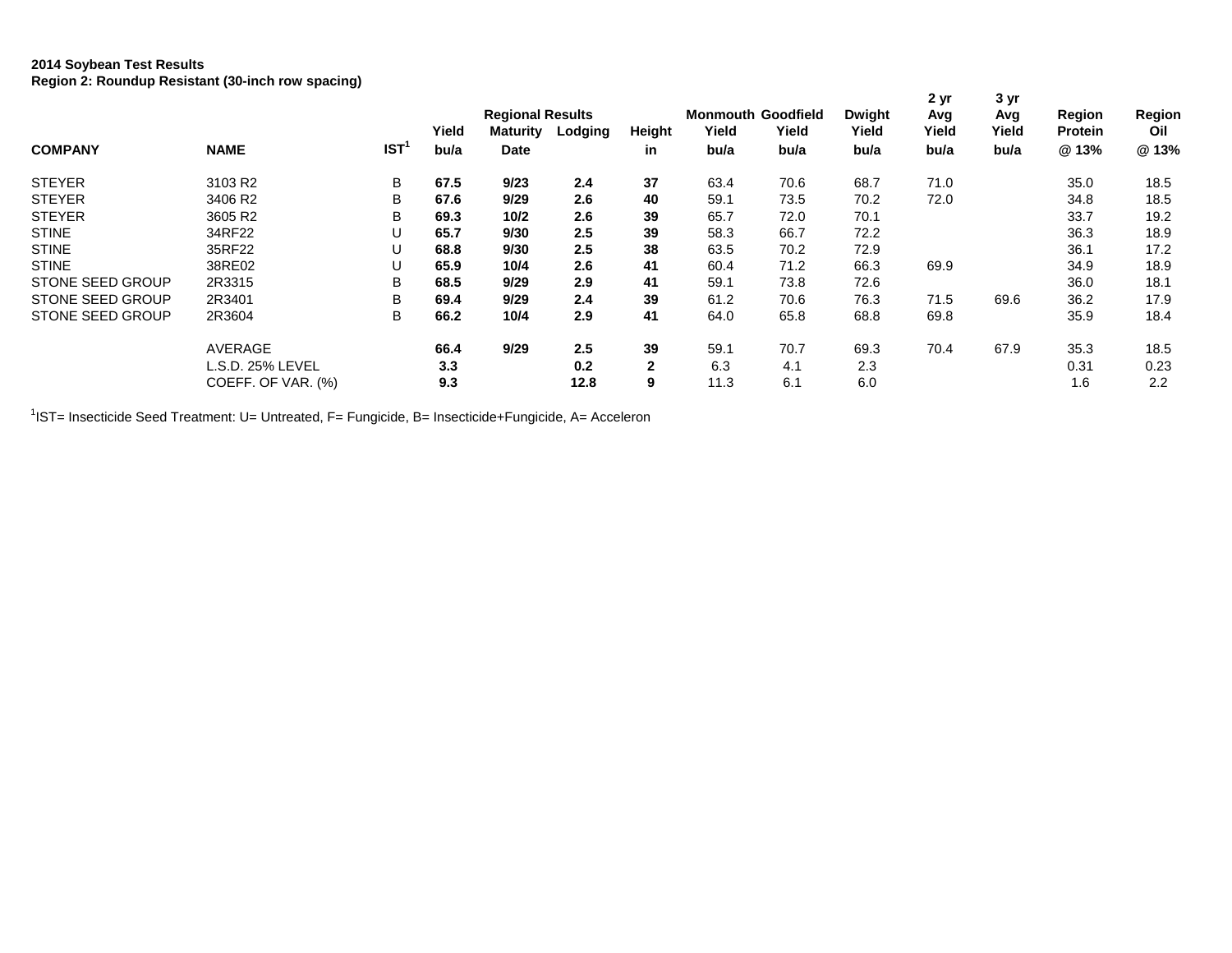**2014 Soybean Test Results**
**Region 2: Roundup Resistant (30-inch row spacing)**

| COMPANY | NAME | IST[1] | Yield bu/a | Regional Results Maturity Date | Lodging | Height in | Monmouth Yield bu/a | Goodfield Yield bu/a | Dwight Yield bu/a | 2 yr Avg Yield bu/a | 3 yr Avg Yield bu/a | Region Protein @ 13% | Region Oil @ 13% |
|---|---|---|---|---|---|---|---|---|---|---|---|---|---|
| STEYER | 3103 R2 | B | **67.5** | **9/23** | **2.4** | **37** | 63.4 | 70.6 | 68.7 | 71.0 | | 35.0 | 18.5 |
| STEYER | 3406 R2 | B | **67.6** | **9/29** | **2.6** | **40** | 59.1 | 73.5 | 70.2 | 72.0 | | 34.8 | 18.5 |
| STEYER | 3605 R2 | B | **69.3** | **10/2** | **2.6** | **39** | 65.7 | 72.0 | 70.1 | | | 33.7 | 19.2 |
| STINE | 34RF22 | U | **65.7** | **9/30** | **2.5** | **39** | 58.3 | 66.7 | 72.2 | | | 36.3 | 18.9 |
| STINE | 35RF22 | U | **68.8** | **9/30** | **2.5** | **38** | 63.5 | 70.2 | 72.9 | | | 36.1 | 17.2 |
| STINE | 38RE02 | U | **65.9** | **10/4** | **2.6** | **41** | 60.4 | 71.2 | 66.3 | 69.9 | | 34.9 | 18.9 |
| STONE SEED GROUP | 2R3315 | B | **68.5** | **9/29** | **2.9** | **41** | 59.1 | 73.8 | 72.6 | | | 36.0 | 18.1 |
| STONE SEED GROUP | 2R3401 | B | **69.4** | **9/29** | **2.4** | **39** | 61.2 | 70.6 | 76.3 | 71.5 | 69.6 | 36.2 | 17.9 |
| STONE SEED GROUP | 2R3604 | B | **66.2** | **10/4** | **2.9** | **41** | 64.0 | 65.8 | 68.8 | 69.8 | | 35.9 | 18.4 |
| | AVERAGE | | **66.4** | **9/29** | **2.5** | **39** | 59.1 | 70.7 | 69.3 | 70.4 | 67.9 | 35.3 | 18.5 |
| | L.S.D. 25% LEVEL | | **3.3** | | **0.2** | **2** | 6.3 | 4.1 | 2.3 | | | 0.31 | 0.23 |
| | COEFF. OF VAR. (%) | | **9.3** | | **12.8** | **9** | 11.3 | 6.1 | 6.0 | | | 1.6 | 2.2 |

[1]IST= Insecticide Seed Treatment: U= Untreated, F= Fungicide, B= Insecticide+Fungicide, A= Acceleron